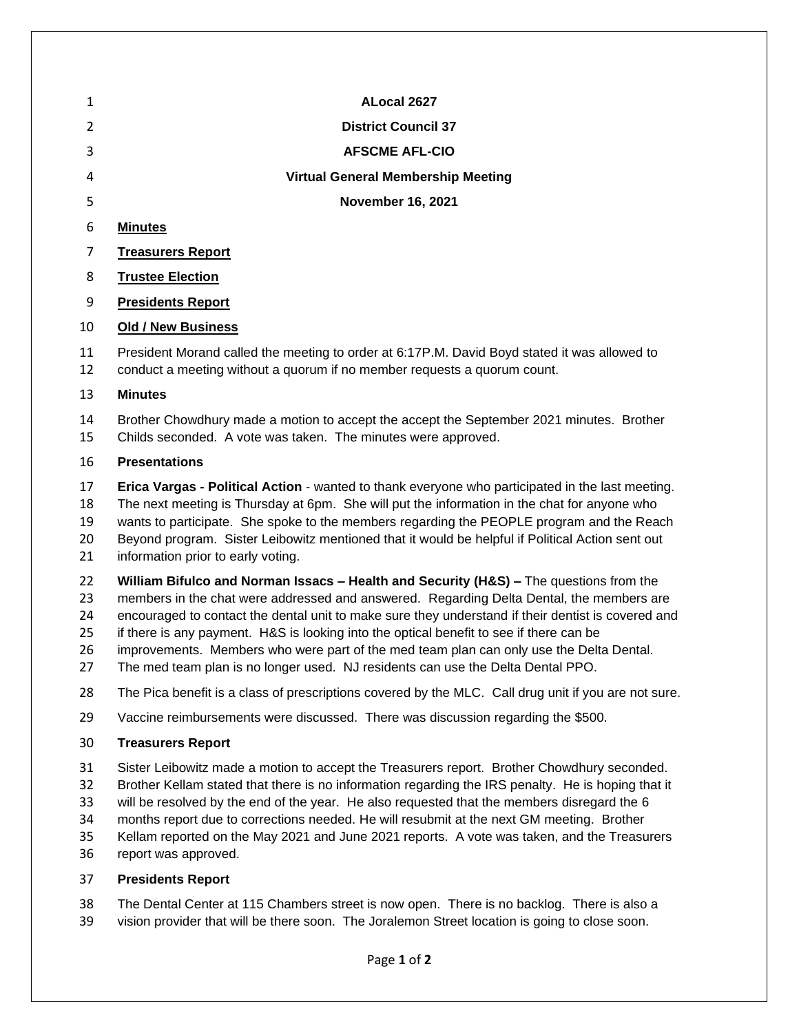**ALocal 2627**

**District Council 37**

**AFSCME AFL-CIO**

**Virtual General Membership Meeting**

**November 16, 2021**

**<u>Minutes</u>**

**<u>Treasurers Report</u>**

**<u>Trustee Election</u>**

**<u>Presidents Report</u>**

**<u>Old / New Business</u>**

President Morand called the meeting to order at 6:17P.M. David Boyd stated it was allowed to conduct a meeting without a quorum if no member requests a quorum count.

**Minutes**

Brother Chowdhury made a motion to accept the accept the September 2021 minutes. Brother Childs seconded. A vote was taken. The minutes were approved.

**Presentations**

**Erica Vargas - Political Action** - wanted to thank everyone who participated in the last meeting. The next meeting is Thursday at 6pm. She will put the information in the chat for anyone who wants to participate. She spoke to the members regarding the PEOPLE program and the Reach Beyond program. Sister Leibowitz mentioned that it would be helpful if Political Action sent out information prior to early voting.

**William Bifulco and Norman Issacs – Health and Security (H&S) –** The questions from the members in the chat were addressed and answered. Regarding Delta Dental, the members are encouraged to contact the dental unit to make sure they understand if their dentist is covered and if there is any payment. H&S is looking into the optical benefit to see if there can be improvements. Members who were part of the med team plan can only use the Delta Dental. The med team plan is no longer used. NJ residents can use the Delta Dental PPO.

The Pica benefit is a class of prescriptions covered by the MLC. Call drug unit if you are not sure.

Vaccine reimbursements were discussed. There was discussion regarding the $500.

**Treasurers Report**

Sister Leibowitz made a motion to accept the Treasurers report. Brother Chowdhury seconded. Brother Kellam stated that there is no information regarding the IRS penalty. He is hoping that it will be resolved by the end of the year. He also requested that the members disregard the 6 months report due to corrections needed. He will resubmit at the next GM meeting. Brother Kellam reported on the May 2021 and June 2021 reports. A vote was taken, and the Treasurers report was approved.

**Presidents Report**

The Dental Center at 115 Chambers street is now open. There is no backlog. There is also a vision provider that will be there soon. The Joralemon Street location is going to close soon.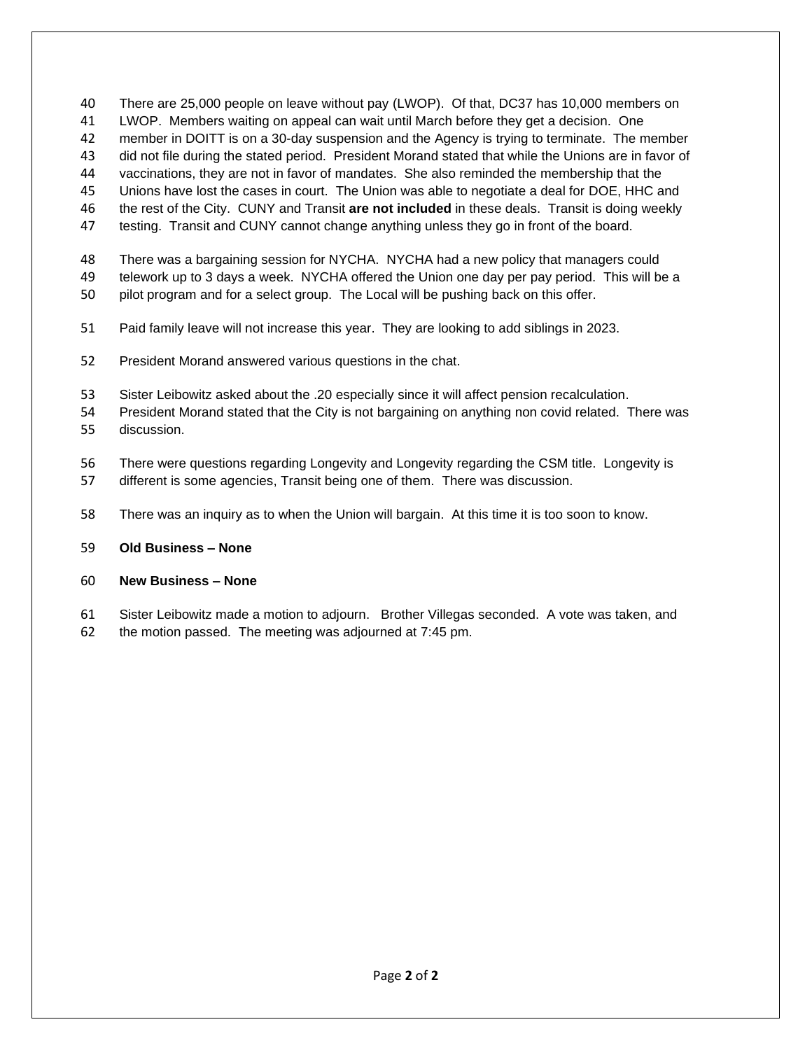There are 25,000 people on leave without pay (LWOP). Of that, DC37 has 10,000 members on LWOP. Members waiting on appeal can wait until March before they get a decision. One member in DOITT is on a 30-day suspension and the Agency is trying to terminate. The member did not file during the stated period. President Morand stated that while the Unions are in favor of vaccinations, they are not in favor of mandates. She also reminded the membership that the Unions have lost the cases in court. The Union was able to negotiate a deal for DOE, HHC and the rest of the City. CUNY and Transit **are not included** in these deals. Transit is doing weekly testing. Transit and CUNY cannot change anything unless they go in front of the board.

There was a bargaining session for NYCHA. NYCHA had a new policy that managers could telework up to 3 days a week. NYCHA offered the Union one day per pay period. This will be a pilot program and for a select group. The Local will be pushing back on this offer.

Paid family leave will not increase this year. They are looking to add siblings in 2023.

President Morand answered various questions in the chat.

Sister Leibowitz asked about the .20 especially since it will affect pension recalculation. President Morand stated that the City is not bargaining on anything non covid related. There was discussion.

There were questions regarding Longevity and Longevity regarding the CSM title. Longevity is different is some agencies, Transit being one of them. There was discussion.

There was an inquiry as to when the Union will bargain. At this time it is too soon to know.

**Old Business – None**

**New Business – None**

Sister Leibowitz made a motion to adjourn. Brother Villegas seconded. A vote was taken, and the motion passed. The meeting was adjourned at 7:45 pm.